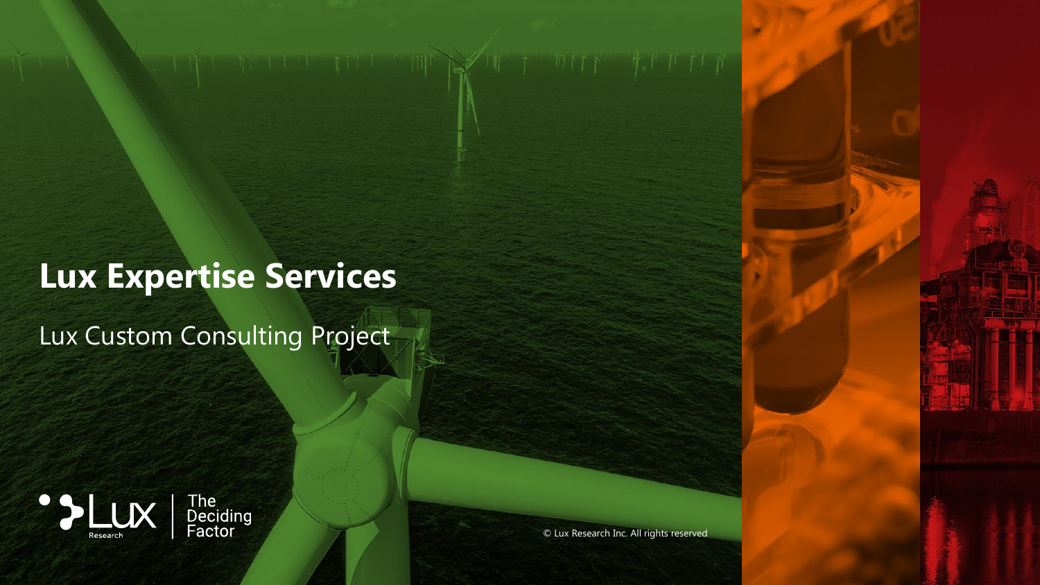# Lux Expertise Services

Lux Custom Consulting Project

Lux Research | The Deciding Factor

© Lux Research Inc. All rights reserved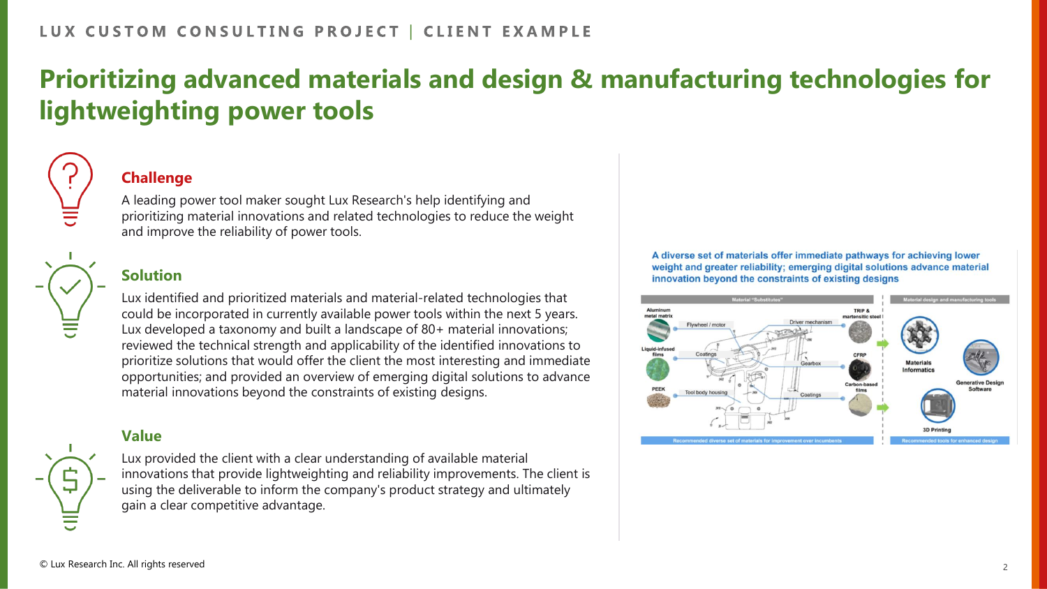LUX CUSTOM CONSULTING PROJECT | CLIENT EXAMPLE

# Prioritizing advanced materials and design & manufacturing technologies for lightweighting power tools

## Challenge

A leading power tool maker sought Lux Research's help identifying and prioritizing material innovations and related technologies to reduce the weight and improve the reliability of power tools.

## Solution

Lux identified and prioritized materials and material-related technologies that could be incorporated in currently available power tools within the next 5 years. Lux developed a taxonomy and built a landscape of 80+ material innovations; reviewed the technical strength and applicability of the identified innovations to prioritize solutions that would offer the client the most interesting and immediate opportunities; and provided an overview of emerging digital solutions to advance material innovations beyond the constraints of existing designs.

## Value

Lux provided the client with a clear understanding of available material innovations that provide lightweighting and reliability improvements. The client is using the deliverable to inform the company's product strategy and ultimately gain a clear competitive advantage.

**A diverse set of materials offer immediate pathways for achieving lower weight and greater reliability; emerging digital solutions advance material innovation beyond the constraints of existing designs**

| Material "Substitutes" | Material design and manufacturing tools |
| --- | --- |
| Aluminum metal matrix; Liquid-infused films; PEEK; TRIP & martensitic steel; CFRP; Carbon-based films; Flywheel / motor; Driver mechanism; Coatings; Gearbox; Tool body housing; Coatings | Materials Informatics; Generative Design Software; 3D Printing |
| Recommended diverse set of materials for improvement over incumbents | Recommended tools for enhanced design |

© Lux Research Inc. All rights reserved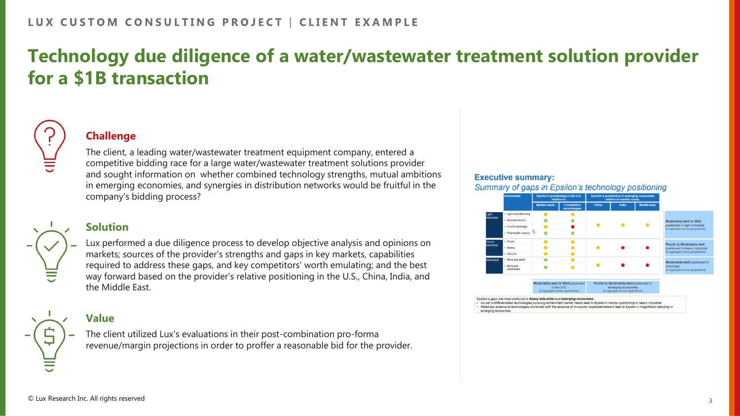LUX CUSTOM CONSULTING PROJECT | CLIENT EXAMPLE

# Technology due diligence of a water/wastewater treatment solution provider for a $1B transaction

## Challenge

The client, a leading water/wastewater treatment equipment company, entered a competitive bidding race for a large water/wastewater treatment solutions provider and sought information on whether combined technology strengths, mutual ambitions in emerging economies, and synergies in distribution networks would be fruitful in the company's bidding process?

## Solution

Lux performed a due diligence process to develop objective analysis and opinions on markets; sources of the provider's strengths and gaps in key markets, capabilities required to address these gaps, and key competitors' worth emulating; and the best way forward based on the provider's relative positioning in the U.S., China, India, and the Middle East.

## Value

The client utilized Lux's evaluations in their post-combination pro-forma revenue/margin projections in order to proffer a reasonable bid for the provider.

**Executive summary:**
*Summary of gaps in Epsilon's technology positioning*

| | End-market | Epsilon's positioning in the U.S. relative to: | | Epsilon's positioning in emerging economies relative to market needs: | | | |
|---|---|---|---|---|---|---|---|
| | | Market needs | Competitive technologies | China | India | Middle-East | |
| Light industrial | • Light manufacturing | | | | | | Moderately-well to Well positioned in light industrial (in aggregate across geographies) |
| | • Microelectronics | | | | | | |
| | • Food & beverage | | | | | | |
| | • Pharma/life science | | | | | | |
| Heavy industrial | • Power | | | | | | Poorly to Moderately-well positioned in heavy industrial (in aggregate across geographies) |
| | • Mining | | | | | | |
| | • HPI/CPI | | | | | | |
| Municipal | • Municipal water | | | | | | Moderately-well positioned in municipal (in aggregate across geographies) |
| | • Municipal wastewater | | | | | | |
| | | Moderately-well to Well positioned in the U.S. (in aggregate across applications) | | Poorly to Moderately-well positioned in emerging economies (in aggregate across applications) | | | |

Epsilon's gaps are most profound in ***Heavy industrial*** and ***emerging economies***.

- As-yet undifferentiated technologies pursuing entrenched market needs lead to Epsilon's me-too positioning in heavy industrial.
- Relatively expensive technologies combined with the absence of in-country expertise/network lead to Epsilon's insignificant standing in emerging economies

© Lux Research Inc. All rights reserved